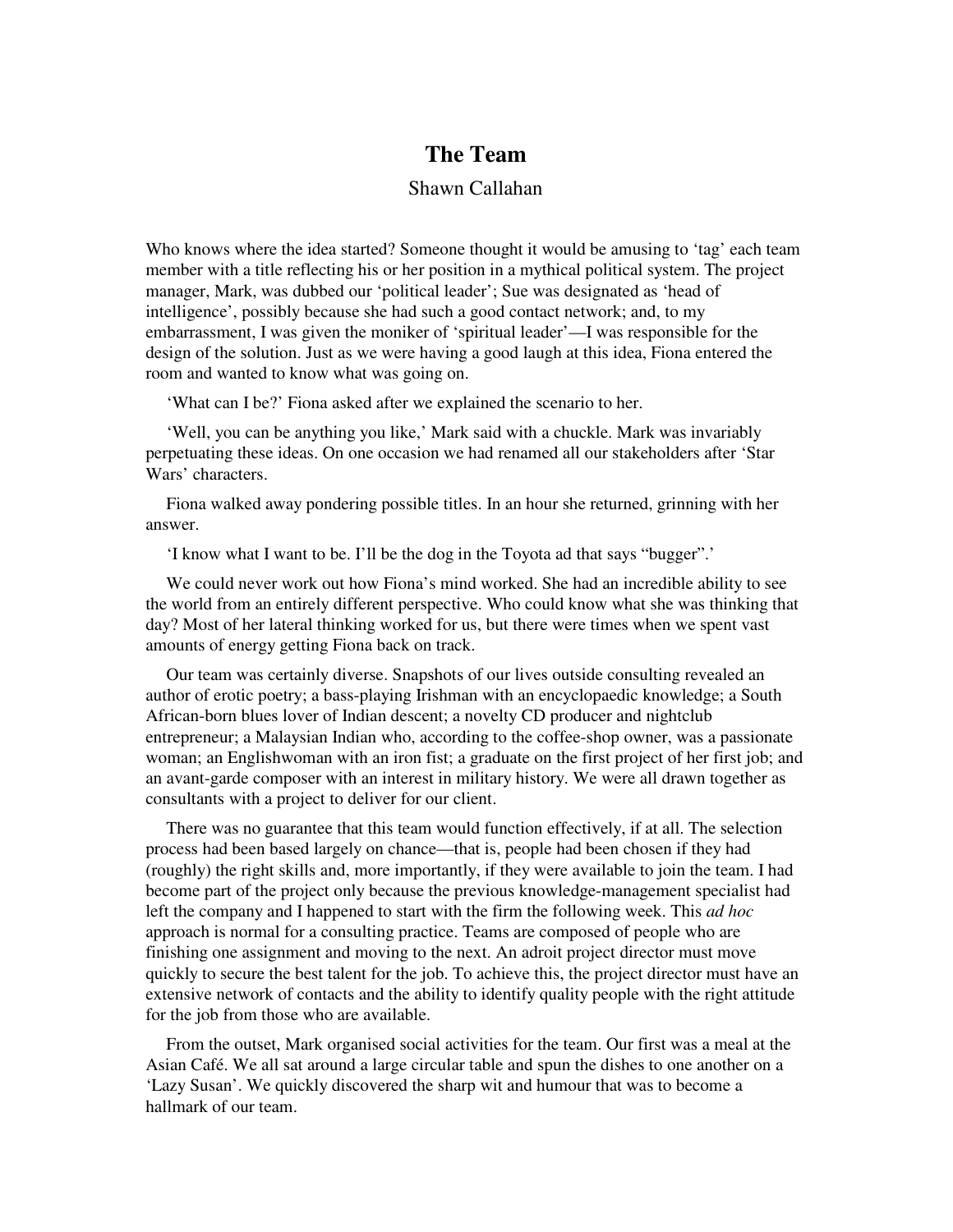# The Team

Shawn Callahan

Who knows where the idea started? Someone thought it would be amusing to 'tag' each team member with a title reflecting his or her position in a mythical political system. The project manager, Mark, was dubbed our 'political leader'; Sue was designated as 'head of intelligence', possibly because she had such a good contact network; and, to my embarrassment, I was given the moniker of 'spiritual leader'—I was responsible for the design of the solution. Just as we were having a good laugh at this idea, Fiona entered the room and wanted to know what was going on.

'What can I be?' Fiona asked after we explained the scenario to her.

'Well, you can be anything you like,' Mark said with a chuckle. Mark was invariably perpetuating these ideas. On one occasion we had renamed all our stakeholders after 'Star Wars' characters.

Fiona walked away pondering possible titles. In an hour she returned, grinning with her answer.

'I know what I want to be. I'll be the dog in the Toyota ad that says "bugger".'

We could never work out how Fiona's mind worked. She had an incredible ability to see the world from an entirely different perspective. Who could know what she was thinking that day? Most of her lateral thinking worked for us, but there were times when we spent vast amounts of energy getting Fiona back on track.

Our team was certainly diverse. Snapshots of our lives outside consulting revealed an author of erotic poetry; a bass-playing Irishman with an encyclopaedic knowledge; a South African-born blues lover of Indian descent; a novelty CD producer and nightclub entrepreneur; a Malaysian Indian who, according to the coffee-shop owner, was a passionate woman; an Englishwoman with an iron fist; a graduate on the first project of her first job; and an avant-garde composer with an interest in military history. We were all drawn together as consultants with a project to deliver for our client.

There was no guarantee that this team would function effectively, if at all. The selection process had been based largely on chance—that is, people had been chosen if they had (roughly) the right skills and, more importantly, if they were available to join the team. I had become part of the project only because the previous knowledge-management specialist had left the company and I happened to start with the firm the following week. This *ad hoc* approach is normal for a consulting practice. Teams are composed of people who are finishing one assignment and moving to the next. An adroit project director must move quickly to secure the best talent for the job. To achieve this, the project director must have an extensive network of contacts and the ability to identify quality people with the right attitude for the job from those who are available.

From the outset, Mark organised social activities for the team. Our first was a meal at the Asian Café. We all sat around a large circular table and spun the dishes to one another on a 'Lazy Susan'. We quickly discovered the sharp wit and humour that was to become a hallmark of our team.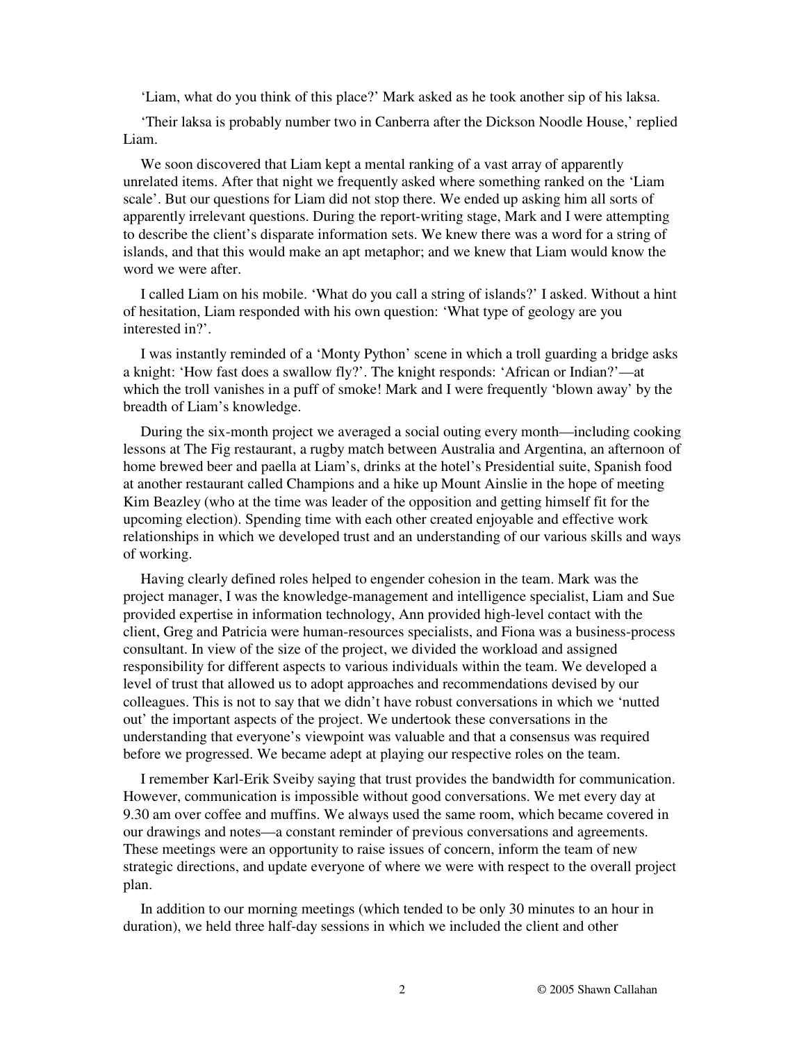'Liam, what do you think of this place?' Mark asked as he took another sip of his laksa.

'Their laksa is probably number two in Canberra after the Dickson Noodle House,' replied Liam.

We soon discovered that Liam kept a mental ranking of a vast array of apparently unrelated items. After that night we frequently asked where something ranked on the 'Liam scale'. But our questions for Liam did not stop there. We ended up asking him all sorts of apparently irrelevant questions. During the report-writing stage, Mark and I were attempting to describe the client's disparate information sets. We knew there was a word for a string of islands, and that this would make an apt metaphor; and we knew that Liam would know the word we were after.

I called Liam on his mobile. 'What do you call a string of islands?' I asked. Without a hint of hesitation, Liam responded with his own question: 'What type of geology are you interested in?'.

I was instantly reminded of a 'Monty Python' scene in which a troll guarding a bridge asks a knight: 'How fast does a swallow fly?'. The knight responds: 'African or Indian?'—at which the troll vanishes in a puff of smoke! Mark and I were frequently 'blown away' by the breadth of Liam's knowledge.

During the six-month project we averaged a social outing every month—including cooking lessons at The Fig restaurant, a rugby match between Australia and Argentina, an afternoon of home brewed beer and paella at Liam's, drinks at the hotel's Presidential suite, Spanish food at another restaurant called Champions and a hike up Mount Ainslie in the hope of meeting Kim Beazley (who at the time was leader of the opposition and getting himself fit for the upcoming election). Spending time with each other created enjoyable and effective work relationships in which we developed trust and an understanding of our various skills and ways of working.

Having clearly defined roles helped to engender cohesion in the team. Mark was the project manager, I was the knowledge-management and intelligence specialist, Liam and Sue provided expertise in information technology, Ann provided high-level contact with the client, Greg and Patricia were human-resources specialists, and Fiona was a business-process consultant. In view of the size of the project, we divided the workload and assigned responsibility for different aspects to various individuals within the team. We developed a level of trust that allowed us to adopt approaches and recommendations devised by our colleagues. This is not to say that we didn't have robust conversations in which we 'nutted out' the important aspects of the project. We undertook these conversations in the understanding that everyone's viewpoint was valuable and that a consensus was required before we progressed. We became adept at playing our respective roles on the team.

I remember Karl-Erik Sveiby saying that trust provides the bandwidth for communication. However, communication is impossible without good conversations. We met every day at 9.30 am over coffee and muffins. We always used the same room, which became covered in our drawings and notes—a constant reminder of previous conversations and agreements. These meetings were an opportunity to raise issues of concern, inform the team of new strategic directions, and update everyone of where we were with respect to the overall project plan.

In addition to our morning meetings (which tended to be only 30 minutes to an hour in duration), we held three half-day sessions in which we included the client and other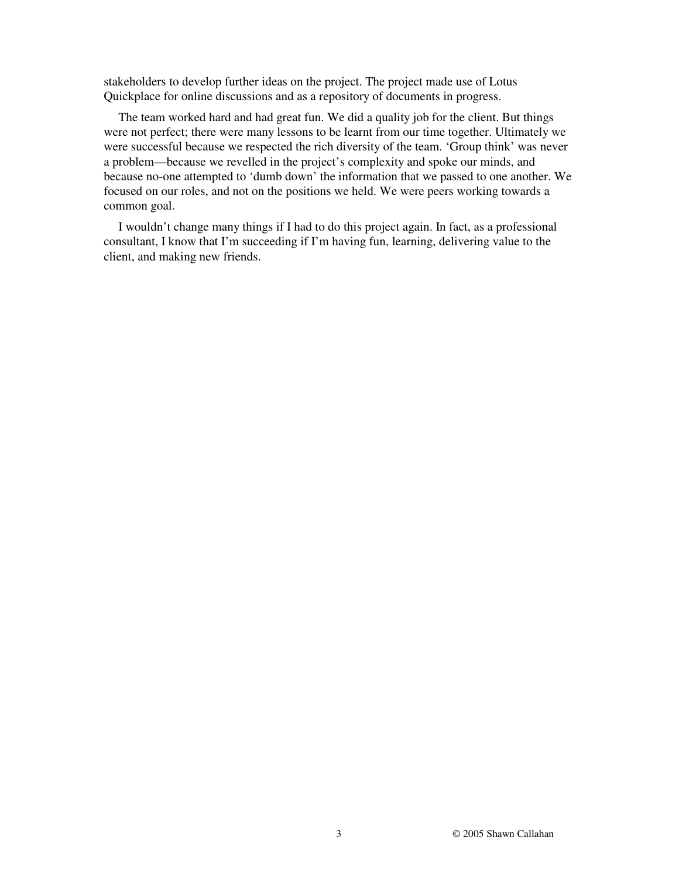stakeholders to develop further ideas on the project. The project made use of Lotus Quickplace for online discussions and as a repository of documents in progress.

The team worked hard and had great fun. We did a quality job for the client. But things were not perfect; there were many lessons to be learnt from our time together. Ultimately we were successful because we respected the rich diversity of the team. ‘Group think’ was never a problem—because we revelled in the project’s complexity and spoke our minds, and because no-one attempted to ‘dumb down’ the information that we passed to one another. We focused on our roles, and not on the positions we held. We were peers working towards a common goal.

I wouldn’t change many things if I had to do this project again. In fact, as a professional consultant, I know that I’m succeeding if I’m having fun, learning, delivering value to the client, and making new friends.